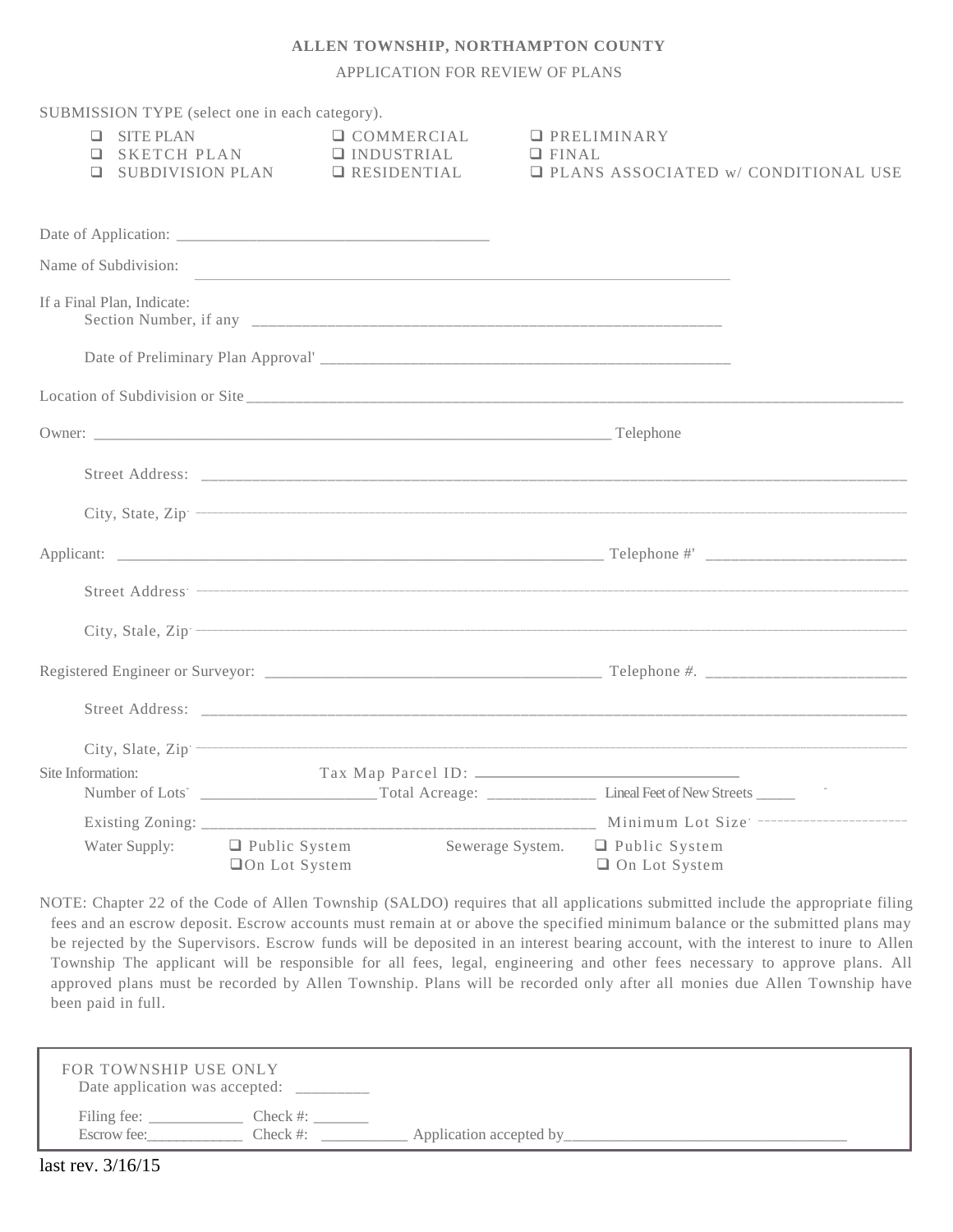**ALLEN TOWNSHIP, NORTHAMPTON COUNTY**

APPLICATION FOR REVIEW OF PLANS

SUBMISSION TYPE (select one in each category).

| | | |
|---|---|---|
| ❑ SITE PLAN | ❑ COMMERCIAL | ❑ PRELIMINARY |
| ❑ SKETCH PLAN | ❑ INDUSTRIAL | ❑ FINAL |
| ❑ SUBDIVISION PLAN | ❑ RESIDENTIAL | ❑ PLANS ASSOCIATED w/ CONDITIONAL USE |

Date of Application: ______________________________________

Name of Subdivision: ______________________________________________________________

If a Final Plan, Indicate:

Section Number, if any ____________________________________________________________

Date of Preliminary Plan Approval' __________________________________________________

Location of Subdivision or Site ______________________________________________________________________________________

Owner: ______________________________________________________________ Telephone

Street Address: ____________________________________________________________________________________

City, State, Zip ____________________________________________________________________________________

Applicant: ___________________________________________________________ Telephone #' ________________________

Street Address ____________________________________________________________________________________

City, Stale, Zip ____________________________________________________________________________________

Registered Engineer or Surveyor: ________________________________________ Telephone #. ________________________

Street Address: ____________________________________________________________________________________

City, Slate, Zip ____________________________________________________________________________________

Site Information: Tax Map Parcel ID: ________________________________

Number of Lots ______________________ Total Acreage: ______________ Lineal Feet of New Streets _____

Existing Zoning: ________________________________________________ Minimum Lot Size ________________________

Water Supply: ❑ Public System ❑ On Lot System

Sewerage System. ❑ Public System ❑ On Lot System

NOTE: Chapter 22 of the Code of Allen Township (SALDO) requires that all applications submitted include the appropriate filing fees and an escrow deposit. Escrow accounts must remain at or above the specified minimum balance or the submitted plans may be rejected by the Supervisors. Escrow funds will be deposited in an interest bearing account, with the interest to inure to Allen Township The applicant will be responsible for all fees, legal, engineering and other fees necessary to approve plans. All approved plans must be recorded by Allen Township. Plans will be recorded only after all monies due Allen Township have been paid in full.

FOR TOWNSHIP USE ONLY

Date application was accepted: _________

Filing fee: ____________ Check #: _______

Escrow fee: ____________ Check #: ___________ Application accepted by___________________________________

last rev. 3/16/15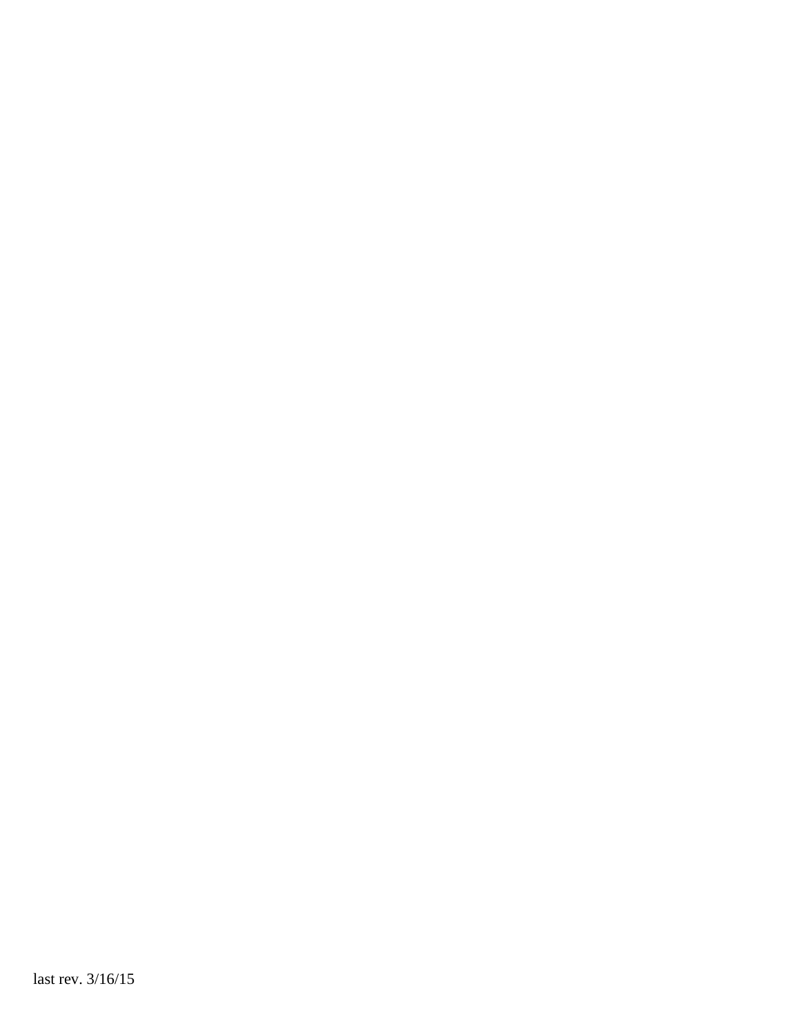last rev. 3/16/15